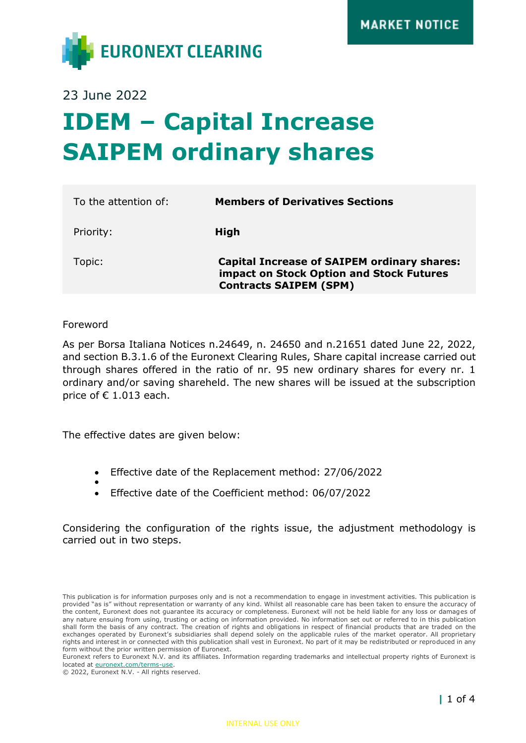MARKET NOTICE

EURONEXT CLEARING

23 June 2022

# IDEM – Capital Increase SAIPEM ordinary shares

| | |
|---|---|
| To the attention of: | **Members of Derivatives Sections** |
| Priority: | **High** |
| Topic: | **Capital Increase of SAIPEM ordinary shares: impact on Stock Option and Stock Futures Contracts SAIPEM (SPM)** |

Foreword

As per Borsa Italiana Notices n.24649, n. 24650 and n.21651 dated June 22, 2022, and section B.3.1.6 of the Euronext Clearing Rules, Share capital increase carried out through shares offered in the ratio of nr. 95 new ordinary shares for every nr. 1 ordinary and/or saving shareheld. The new shares will be issued at the subscription price of € 1.013 each.

The effective dates are given below:

- Effective date of the Replacement method: 27/06/2022
- 
- Effective date of the Coefficient method: 06/07/2022

Considering the configuration of the rights issue, the adjustment methodology is carried out in two steps.

This publication is for information purposes only and is not a recommendation to engage in investment activities. This publication is provided "as is" without representation or warranty of any kind. Whilst all reasonable care has been taken to ensure the accuracy of the content, Euronext does not guarantee its accuracy or completeness. Euronext will not be held liable for any loss or damages of any nature ensuing from using, trusting or acting on information provided. No information set out or referred to in this publication shall form the basis of any contract. The creation of rights and obligations in respect of financial products that are traded on the exchanges operated by Euronext's subsidiaries shall depend solely on the applicable rules of the market operator. All proprietary rights and interest in or connected with this publication shall vest in Euronext. No part of it may be redistributed or reproduced in any form without the prior written permission of Euronext.
Euronext refers to Euronext N.V. and its affiliates. Information regarding trademarks and intellectual property rights of Euronext is located at euronext.com/terms-use.
© 2022, Euronext N.V. - All rights reserved.

INTERNAL USE ONLY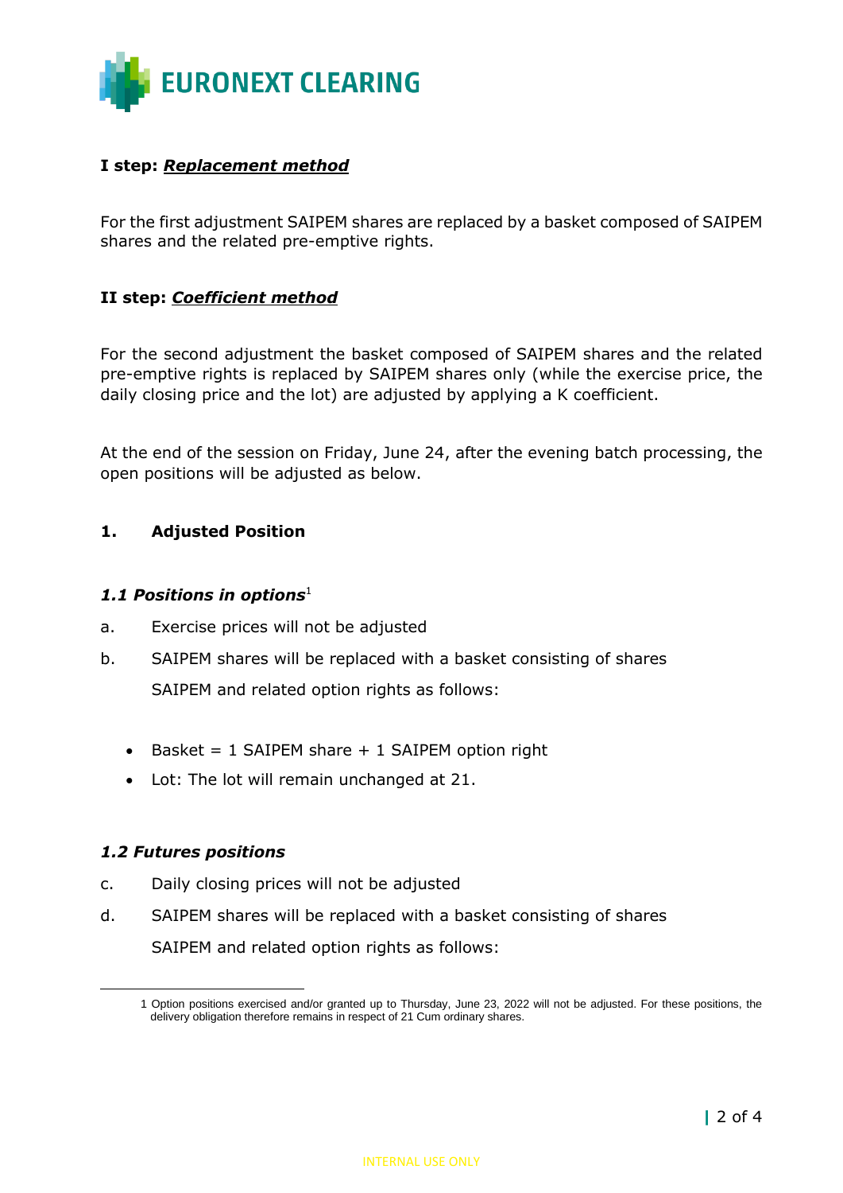**I step: _Replacement method_**

For the first adjustment SAIPEM shares are replaced by a basket composed of SAIPEM shares and the related pre-emptive rights.

**II step: _Coefficient method_**

For the second adjustment the basket composed of SAIPEM shares and the related pre-emptive rights is replaced by SAIPEM shares only (while the exercise price, the daily closing price and the lot) are adjusted by applying a K coefficient.

At the end of the session on Friday, June 24, after the evening batch processing, the open positions will be adjusted as below.

## 1. Adjusted Position

### *1.1 Positions in options*[1]

a. Exercise prices will not be adjusted

b. SAIPEM shares will be replaced with a basket consisting of shares SAIPEM and related option rights as follows:

- Basket = 1 SAIPEM share + 1 SAIPEM option right
- Lot: The lot will remain unchanged at 21.

### *1.2 Futures positions*

c. Daily closing prices will not be adjusted

d. SAIPEM shares will be replaced with a basket consisting of shares SAIPEM and related option rights as follows:

---

1 Option positions exercised and/or granted up to Thursday, June 23, 2022 will not be adjusted. For these positions, the delivery obligation therefore remains in respect of 21 Cum ordinary shares.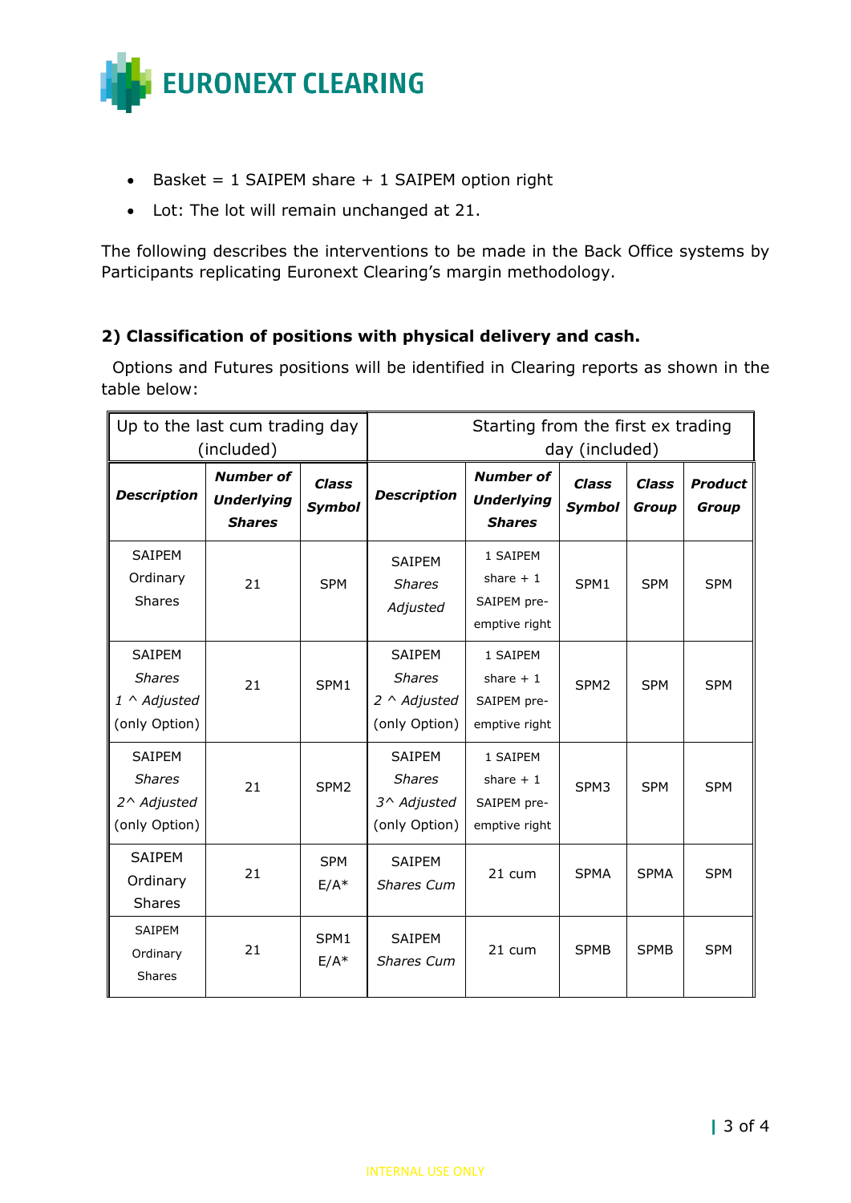- Basket = 1 SAIPEM share + 1 SAIPEM option right
- Lot: The lot will remain unchanged at 21.

The following describes the interventions to be made in the Back Office systems by Participants replicating Euronext Clearing's margin methodology.

## 2) Classification of positions with physical delivery and cash.

Options and Futures positions will be identified in Clearing reports as shown in the table below:

| Up to the last cum trading day (included) | | | Starting from the first ex trading day (included) | | | | |
|---|---|---|---|---|---|---|---|
| ***Description*** | ***Number of Underlying Shares*** | ***Class Symbol*** | ***Description*** | ***Number of Underlying Shares*** | ***Class Symbol*** | ***Class Group*** | ***Product Group*** |
| SAIPEM Ordinary Shares | 21 | SPM | SAIPEM *Shares Adjusted* | 1 SAIPEM share + 1 SAIPEM pre-emptive right | SPM1 | SPM | SPM |
| SAIPEM *Shares 1 ^ Adjusted* (only Option) | 21 | SPM1 | SAIPEM *Shares 2 ^ Adjusted* (only Option) | 1 SAIPEM share + 1 SAIPEM pre-emptive right | SPM2 | SPM | SPM |
| SAIPEM *Shares 2^ Adjusted* (only Option) | 21 | SPM2 | SAIPEM *Shares 3^ Adjusted* (only Option) | 1 SAIPEM share + 1 SAIPEM pre-emptive right | SPM3 | SPM | SPM |
| SAIPEM Ordinary Shares | 21 | SPM E/A* | SAIPEM *Shares Cum* | 21 cum | SPMA | SPMA | SPM |
| SAIPEM Ordinary Shares | 21 | SPM1 E/A* | SAIPEM *Shares Cum* | 21 cum | SPMB | SPMB | SPM |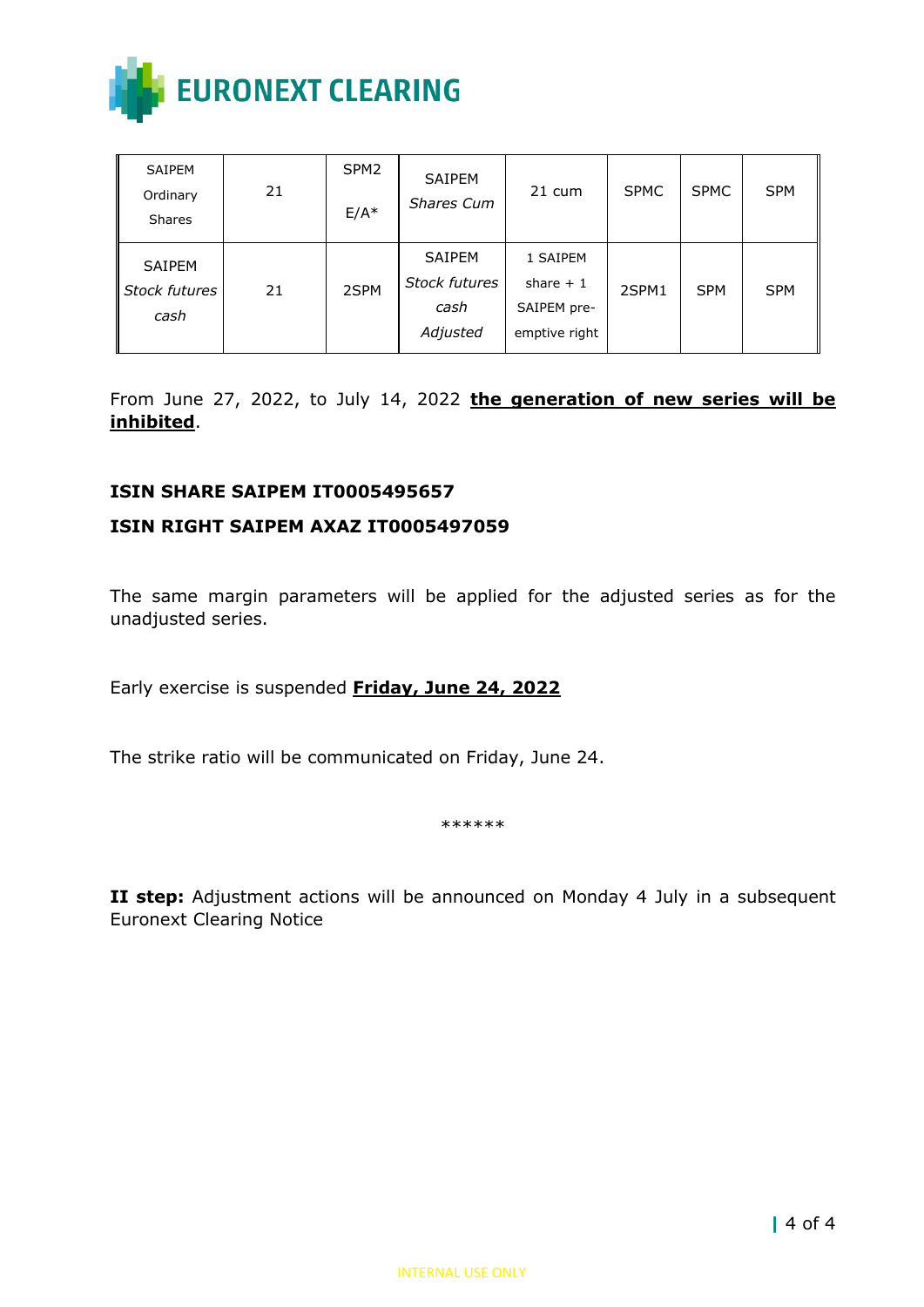| | | | | | | | |
|---|---|---|---|---|---|---|---|
| SAIPEM Ordinary Shares | 21 | SPM2 E/A* | SAIPEM *Shares Cum* | 21 cum | SPMC | SPMC | SPM |
| SAIPEM *Stock futures cash* | 21 | 2SPM | SAIPEM *Stock futures cash Adjusted* | 1 SAIPEM share + 1 SAIPEM pre-emptive right | 2SPM1 | SPM | SPM |

From June 27, 2022, to July 14, 2022 **the generation of new series will be inhibited**.

**ISIN SHARE SAIPEM IT0005495657**

**ISIN RIGHT SAIPEM AXAZ IT0005497059**

The same margin parameters will be applied for the adjusted series as for the unadjusted series.

Early exercise is suspended **Friday, June 24, 2022**

The strike ratio will be communicated on Friday, June 24.

******

**II step:** Adjustment actions will be announced on Monday 4 July in a subsequent Euronext Clearing Notice